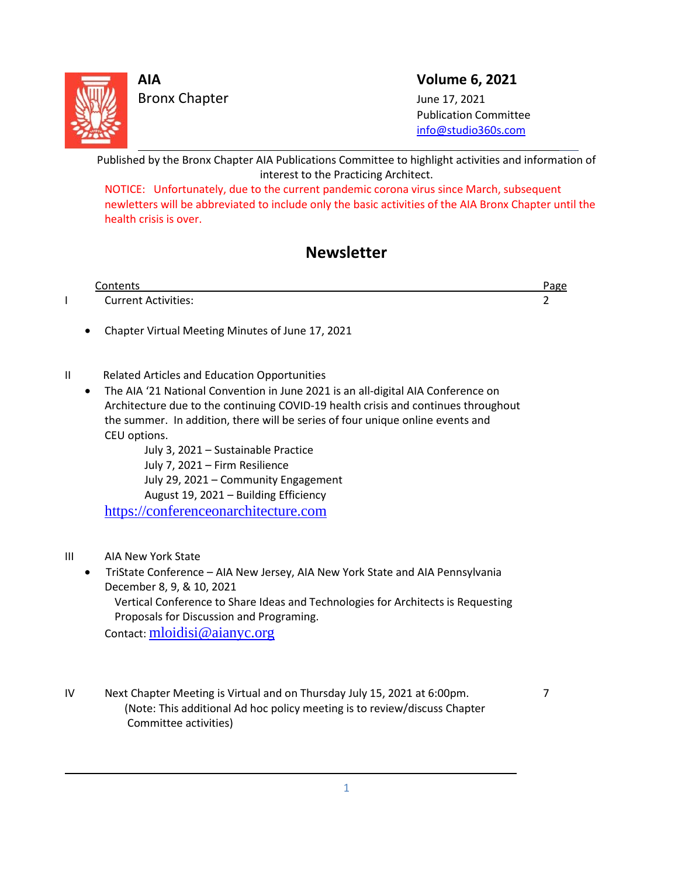**AIA**
Bronx Chapter

**Volume 6, 2021**
June 17, 2021
Publication Committee
info@studio360s.com

---

Published by the Bronx Chapter AIA Publications Committee to highlight activities and information of interest to the Practicing Architect.

NOTICE: Unfortunately, due to the current pandemic corona virus since March, subsequent newletters will be abbreviated to include only the basic activities of the AIA Bronx Chapter until the health crisis is over.

# Newsletter

| | Contents | Page |
|---|---|---|
| I | Current Activities: | 2 |

- Chapter Virtual Meeting Minutes of June 17, 2021

II Related Articles and Education Opportunities

- The AIA '21 National Convention in June 2021 is an all-digital AIA Conference on Architecture due to the continuing COVID-19 health crisis and continues throughout the summer. In addition, there will be series of four unique online events and CEU options.

  July 3, 2021 – Sustainable Practice
  July 7, 2021 – Firm Resilience
  July 29, 2021 – Community Engagement
  August 19, 2021 – Building Efficiency

  https://conferenceonarchitecture.com

III AIA New York State

- TriState Conference – AIA New Jersey, AIA New York State and AIA Pennsylvania
  December 8, 9, & 10, 2021
  Vertical Conference to Share Ideas and Technologies for Architects is Requesting Proposals for Discussion and Programing.
  Contact: mloidisi@aianyc.org

IV Next Chapter Meeting is Virtual and on Thursday July 15, 2021 at 6:00pm. — 7
(Note: This additional Ad hoc policy meeting is to review/discuss Chapter Committee activities)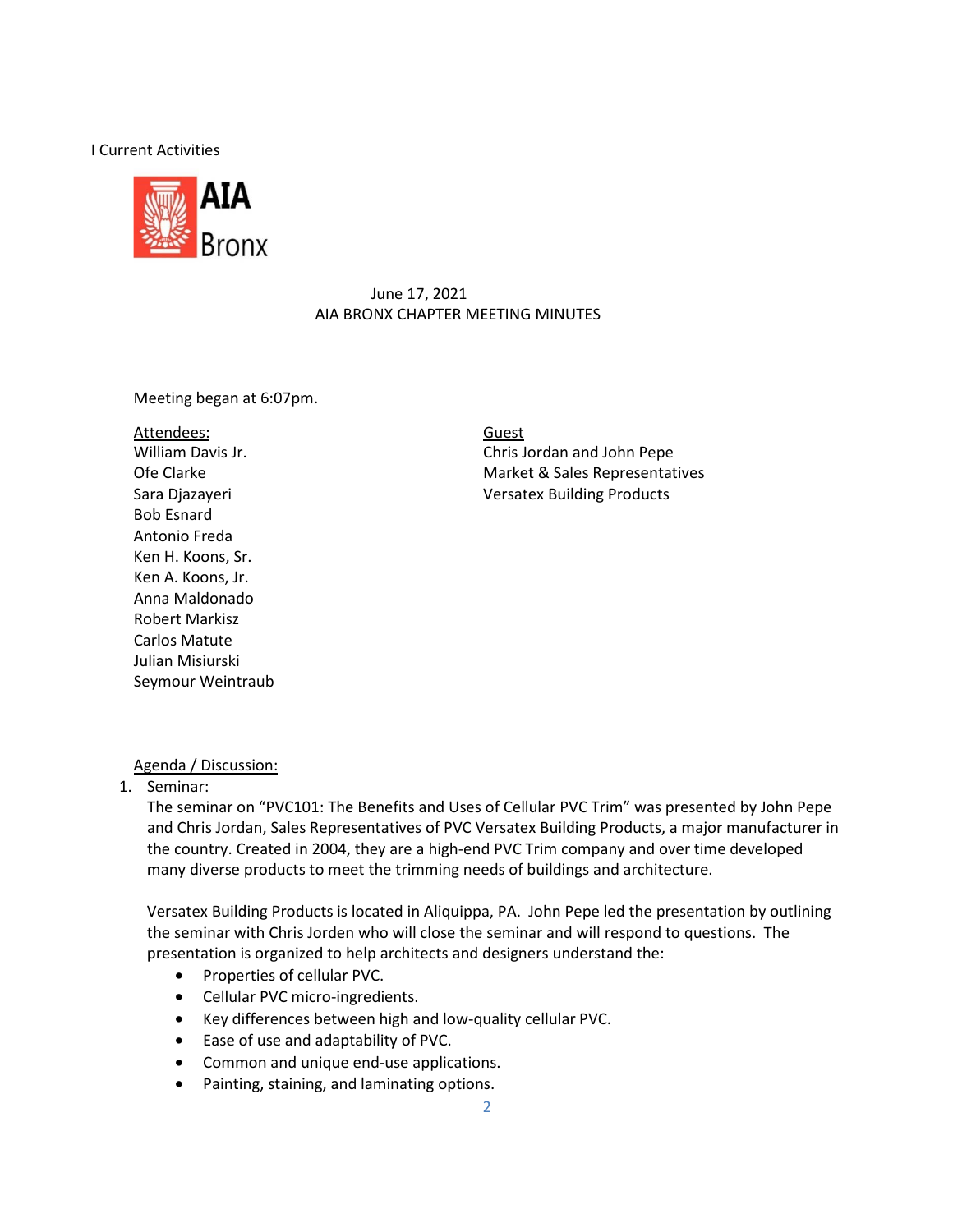I Current Activities

AIA Bronx

June 17, 2021
AIA BRONX CHAPTER MEETING MINUTES

Meeting began at 6:07pm.

Attendees:
William Davis Jr.
Ofe Clarke
Sara Djazayeri
Bob Esnard
Antonio Freda
Ken H. Koons, Sr.
Ken A. Koons, Jr.
Anna Maldonado
Robert Markisz
Carlos Matute
Julian Misiurski
Seymour Weintraub

Guest
Chris Jordan and John Pepe
Market & Sales Representatives
Versatex Building Products

Agenda / Discussion:

1. Seminar:
   The seminar on "PVC101: The Benefits and Uses of Cellular PVC Trim" was presented by John Pepe and Chris Jordan, Sales Representatives of PVC Versatex Building Products, a major manufacturer in the country. Created in 2004, they are a high-end PVC Trim company and over time developed many diverse products to meet the trimming needs of buildings and architecture.

   Versatex Building Products is located in Aliquippa, PA. John Pepe led the presentation by outlining the seminar with Chris Jorden who will close the seminar and will respond to questions. The presentation is organized to help architects and designers understand the:
   - Properties of cellular PVC.
   - Cellular PVC micro-ingredients.
   - Key differences between high and low-quality cellular PVC.
   - Ease of use and adaptability of PVC.
   - Common and unique end-use applications.
   - Painting, staining, and laminating options.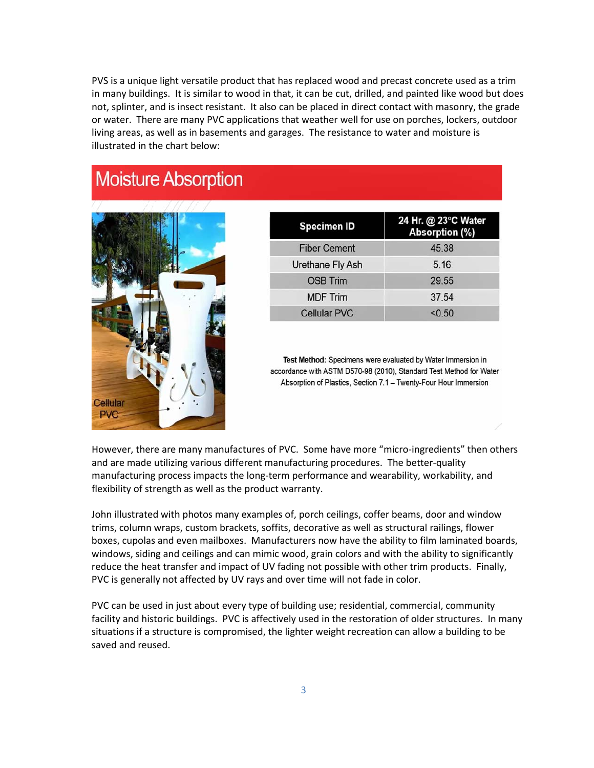PVS is a unique light versatile product that has replaced wood and precast concrete used as a trim in many buildings. It is similar to wood in that, it can be cut, drilled, and painted like wood but does not, splinter, and is insect resistant. It also can be placed in direct contact with masonry, the grade or water. There are many PVC applications that weather well for use on porches, lockers, outdoor living areas, as well as in basements and garages. The resistance to water and moisture is illustrated in the chart below:

## Moisture Absorption

Cellular PVC

| Specimen ID | 24 Hr. @ 23°C Water Absorption (%) |
|---|---|
| Fiber Cement | 45.38 |
| Urethane Fly Ash | 5.16 |
| OSB Trim | 29.55 |
| MDF Trim | 37.54 |
| Cellular PVC | <0.50 |

**Test Method**: Specimens were evaluated by Water Immersion in accordance with ASTM D570-98 (2010), Standard Test Method for Water Absorption of Plastics, Section 7.1 – Twenty-Four Hour Immersion

However, there are many manufactures of PVC. Some have more "micro-ingredients" then others and are made utilizing various different manufacturing procedures. The better-quality manufacturing process impacts the long-term performance and wearability, workability, and flexibility of strength as well as the product warranty.

John illustrated with photos many examples of, porch ceilings, coffer beams, door and window trims, column wraps, custom brackets, soffits, decorative as well as structural railings, flower boxes, cupolas and even mailboxes. Manufacturers now have the ability to film laminated boards, windows, siding and ceilings and can mimic wood, grain colors and with the ability to significantly reduce the heat transfer and impact of UV fading not possible with other trim products. Finally, PVC is generally not affected by UV rays and over time will not fade in color.

PVC can be used in just about every type of building use; residential, commercial, community facility and historic buildings. PVC is affectively used in the restoration of older structures. In many situations if a structure is compromised, the lighter weight recreation can allow a building to be saved and reused.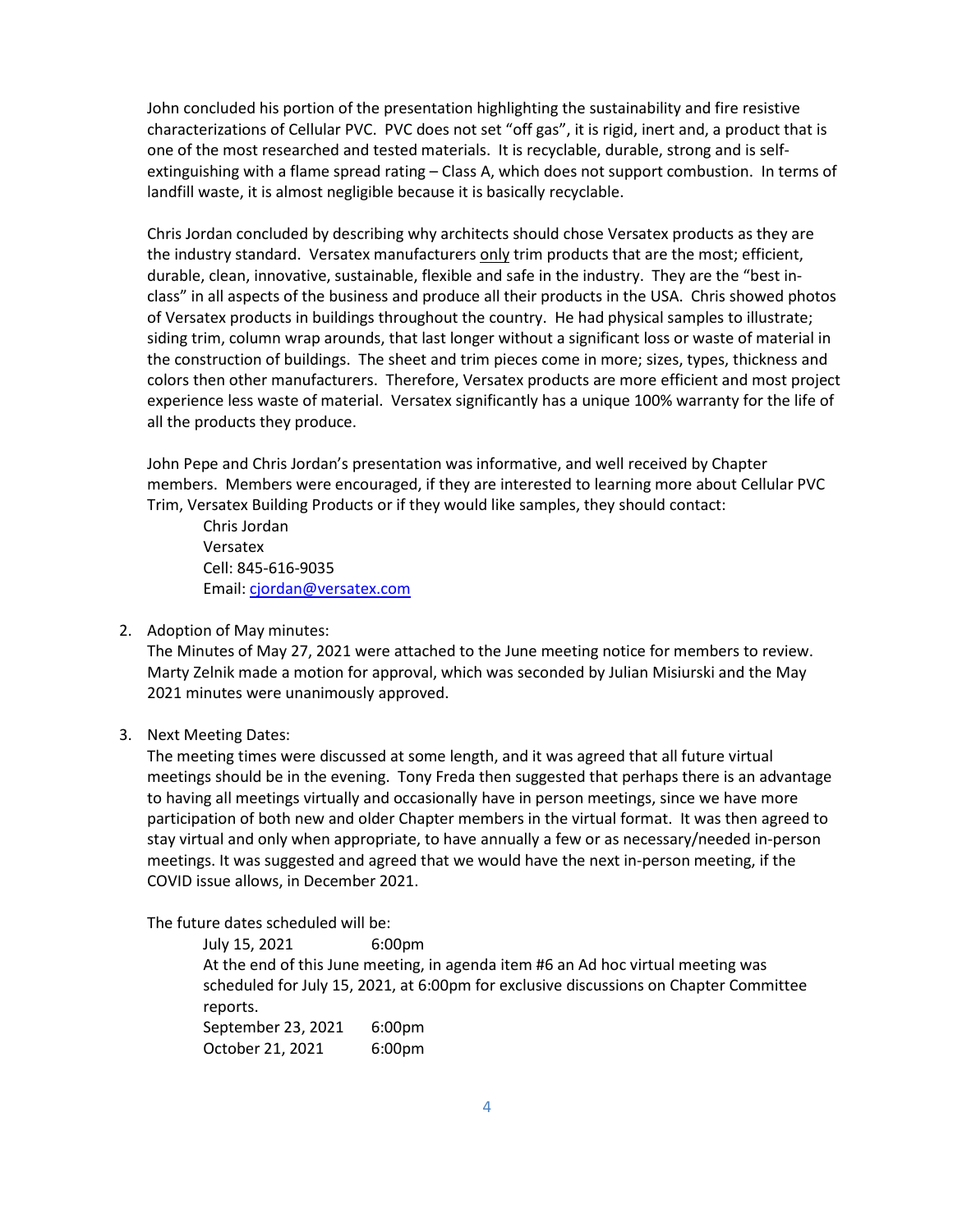John concluded his portion of the presentation highlighting the sustainability and fire resistive characterizations of Cellular PVC. PVC does not set "off gas", it is rigid, inert and, a product that is one of the most researched and tested materials. It is recyclable, durable, strong and is self-extinguishing with a flame spread rating – Class A, which does not support combustion. In terms of landfill waste, it is almost negligible because it is basically recyclable.

Chris Jordan concluded by describing why architects should chose Versatex products as they are the industry standard. Versatex manufacturers <u>only</u> trim products that are the most; efficient, durable, clean, innovative, sustainable, flexible and safe in the industry. They are the "best in-class" in all aspects of the business and produce all their products in the USA. Chris showed photos of Versatex products in buildings throughout the country. He had physical samples to illustrate; siding trim, column wrap arounds, that last longer without a significant loss or waste of material in the construction of buildings. The sheet and trim pieces come in more; sizes, types, thickness and colors then other manufacturers. Therefore, Versatex products are more efficient and most project experience less waste of material. Versatex significantly has a unique 100% warranty for the life of all the products they produce.

John Pepe and Chris Jordan's presentation was informative, and well received by Chapter members. Members were encouraged, if they are interested to learning more about Cellular PVC Trim, Versatex Building Products or if they would like samples, they should contact:

Chris Jordan
Versatex
Cell: 845-616-9035
Email: [cjordan@versatex.com](mailto:cjordan@versatex.com)

2. Adoption of May minutes:
   The Minutes of May 27, 2021 were attached to the June meeting notice for members to review. Marty Zelnik made a motion for approval, which was seconded by Julian Misiurski and the May 2021 minutes were unanimously approved.

3. Next Meeting Dates:
   The meeting times were discussed at some length, and it was agreed that all future virtual meetings should be in the evening. Tony Freda then suggested that perhaps there is an advantage to having all meetings virtually and occasionally have in person meetings, since we have more participation of both new and older Chapter members in the virtual format. It was then agreed to stay virtual and only when appropriate, to have annually a few or as necessary/needed in-person meetings. It was suggested and agreed that we would have the next in-person meeting, if the COVID issue allows, in December 2021.

   The future dates scheduled will be:

   July 15, 2021 6:00pm
   At the end of this June meeting, in agenda item #6 an Ad hoc virtual meeting was scheduled for July 15, 2021, at 6:00pm for exclusive discussions on Chapter Committee reports.
   September 23, 2021 6:00pm
   October 21, 2021 6:00pm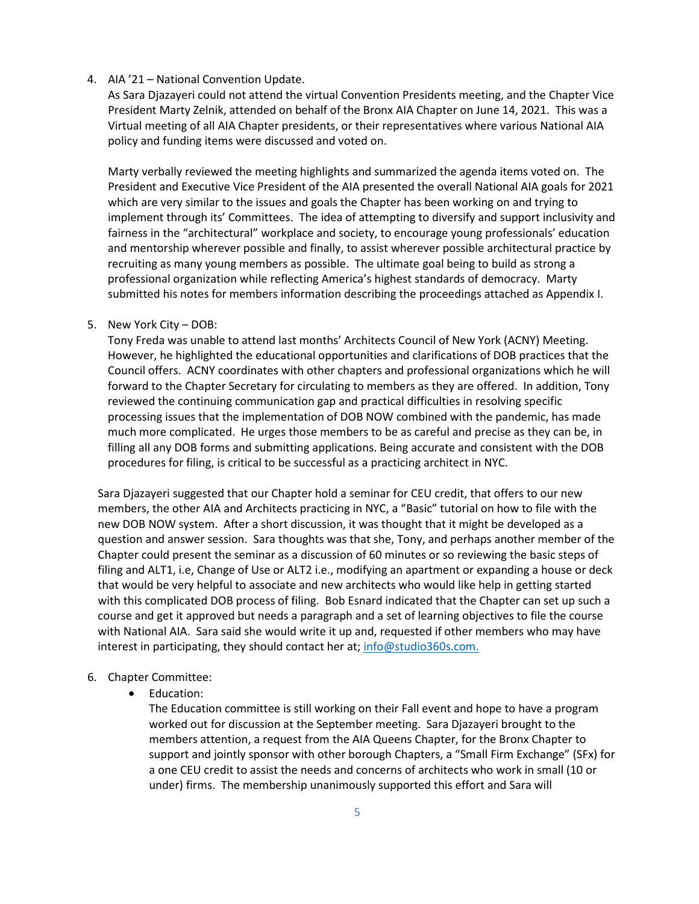4. AIA '21 – National Convention Update.
   As Sara Djazayeri could not attend the virtual Convention Presidents meeting, and the Chapter Vice President Marty Zelnik, attended on behalf of the Bronx AIA Chapter on June 14, 2021. This was a Virtual meeting of all AIA Chapter presidents, or their representatives where various National AIA policy and funding items were discussed and voted on.

   Marty verbally reviewed the meeting highlights and summarized the agenda items voted on. The President and Executive Vice President of the AIA presented the overall National AIA goals for 2021 which are very similar to the issues and goals the Chapter has been working on and trying to implement through its' Committees. The idea of attempting to diversify and support inclusivity and fairness in the "architectural" workplace and society, to encourage young professionals' education and mentorship wherever possible and finally, to assist wherever possible architectural practice by recruiting as many young members as possible. The ultimate goal being to build as strong a professional organization while reflecting America's highest standards of democracy. Marty submitted his notes for members information describing the proceedings attached as Appendix I.

5. New York City – DOB:
   Tony Freda was unable to attend last months' Architects Council of New York (ACNY) Meeting. However, he highlighted the educational opportunities and clarifications of DOB practices that the Council offers. ACNY coordinates with other chapters and professional organizations which he will forward to the Chapter Secretary for circulating to members as they are offered. In addition, Tony reviewed the continuing communication gap and practical difficulties in resolving specific processing issues that the implementation of DOB NOW combined with the pandemic, has made much more complicated. He urges those members to be as careful and precise as they can be, in filling all any DOB forms and submitting applications. Being accurate and consistent with the DOB procedures for filing, is critical to be successful as a practicing architect in NYC.

   Sara Djazayeri suggested that our Chapter hold a seminar for CEU credit, that offers to our new members, the other AIA and Architects practicing in NYC, a "Basic" tutorial on how to file with the new DOB NOW system. After a short discussion, it was thought that it might be developed as a question and answer session. Sara thoughts was that she, Tony, and perhaps another member of the Chapter could present the seminar as a discussion of 60 minutes or so reviewing the basic steps of filing and ALT1, i.e, Change of Use or ALT2 i.e., modifying an apartment or expanding a house or deck that would be very helpful to associate and new architects who would like help in getting started with this complicated DOB process of filing. Bob Esnard indicated that the Chapter can set up such a course and get it approved but needs a paragraph and a set of learning objectives to file the course with National AIA. Sara said she would write it up and, requested if other members who may have interest in participating, they should contact her at; [info@studio360s.com.](mailto:info@studio360s.com)

6. Chapter Committee:
   - Education:
     The Education committee is still working on their Fall event and hope to have a program worked out for discussion at the September meeting. Sara Djazayeri brought to the members attention, a request from the AIA Queens Chapter, for the Bronx Chapter to support and jointly sponsor with other borough Chapters, a "Small Firm Exchange" (SFx) for a one CEU credit to assist the needs and concerns of architects who work in small (10 or under) firms. The membership unanimously supported this effort and Sara will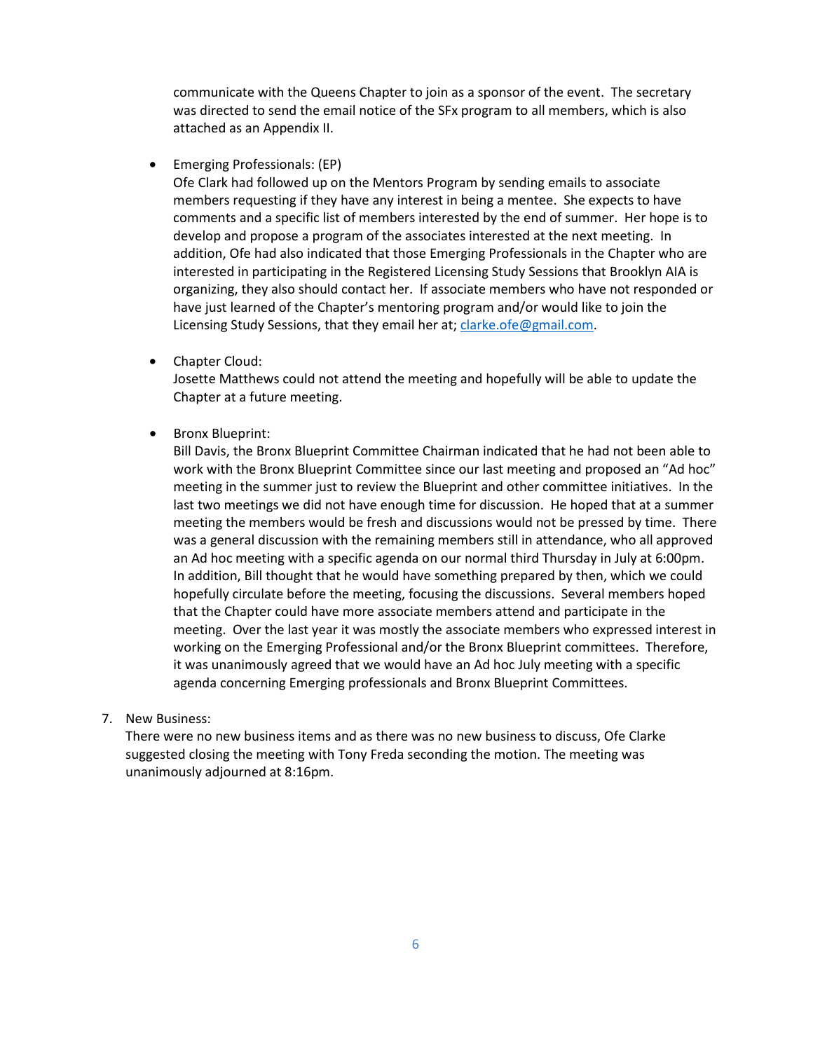communicate with the Queens Chapter to join as a sponsor of the event. The secretary was directed to send the email notice of the SFx program to all members, which is also attached as an Appendix II.

- Emerging Professionals: (EP)
  Ofe Clark had followed up on the Mentors Program by sending emails to associate members requesting if they have any interest in being a mentee. She expects to have comments and a specific list of members interested by the end of summer. Her hope is to develop and propose a program of the associates interested at the next meeting. In addition, Ofe had also indicated that those Emerging Professionals in the Chapter who are interested in participating in the Registered Licensing Study Sessions that Brooklyn AIA is organizing, they also should contact her. If associate members who have not responded or have just learned of the Chapter's mentoring program and/or would like to join the Licensing Study Sessions, that they email her at; clarke.ofe@gmail.com.

- Chapter Cloud:
  Josette Matthews could not attend the meeting and hopefully will be able to update the Chapter at a future meeting.

- Bronx Blueprint:
  Bill Davis, the Bronx Blueprint Committee Chairman indicated that he had not been able to work with the Bronx Blueprint Committee since our last meeting and proposed an "Ad hoc" meeting in the summer just to review the Blueprint and other committee initiatives. In the last two meetings we did not have enough time for discussion. He hoped that at a summer meeting the members would be fresh and discussions would not be pressed by time. There was a general discussion with the remaining members still in attendance, who all approved an Ad hoc meeting with a specific agenda on our normal third Thursday in July at 6:00pm. In addition, Bill thought that he would have something prepared by then, which we could hopefully circulate before the meeting, focusing the discussions. Several members hoped that the Chapter could have more associate members attend and participate in the meeting. Over the last year it was mostly the associate members who expressed interest in working on the Emerging Professional and/or the Bronx Blueprint committees. Therefore, it was unanimously agreed that we would have an Ad hoc July meeting with a specific agenda concerning Emerging professionals and Bronx Blueprint Committees.

7. New Business:
   There were no new business items and as there was no new business to discuss, Ofe Clarke suggested closing the meeting with Tony Freda seconding the motion. The meeting was unanimously adjourned at 8:16pm.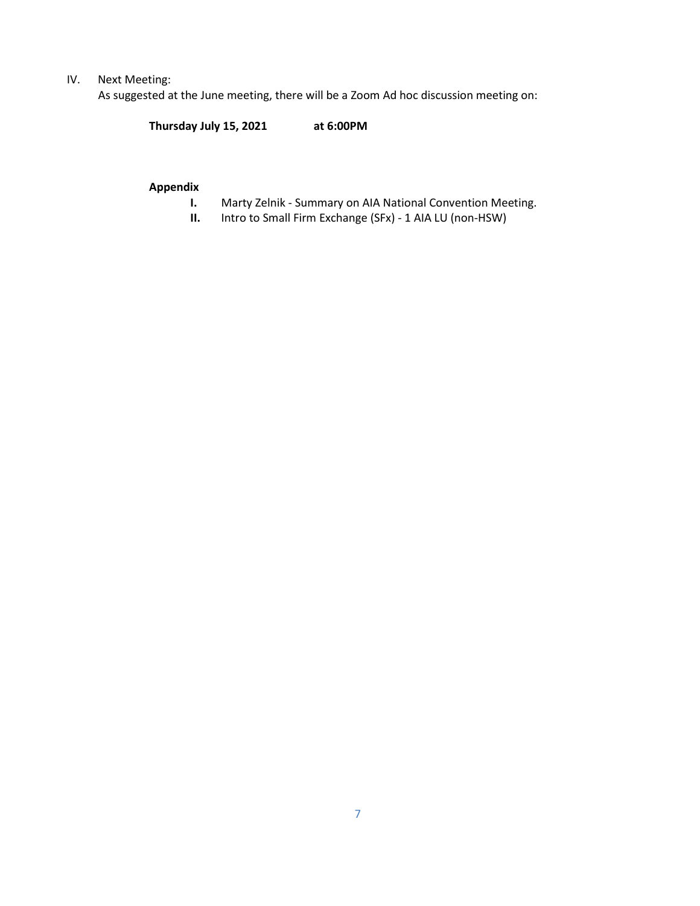IV. Next Meeting:

As suggested at the June meeting, there will be a Zoom Ad hoc discussion meeting on:

**Thursday July 15, 2021 at 6:00PM**

**Appendix**

**I.** Marty Zelnik - Summary on AIA National Convention Meeting.

**II.** Intro to Small Firm Exchange (SFx) - 1 AIA LU (non-HSW)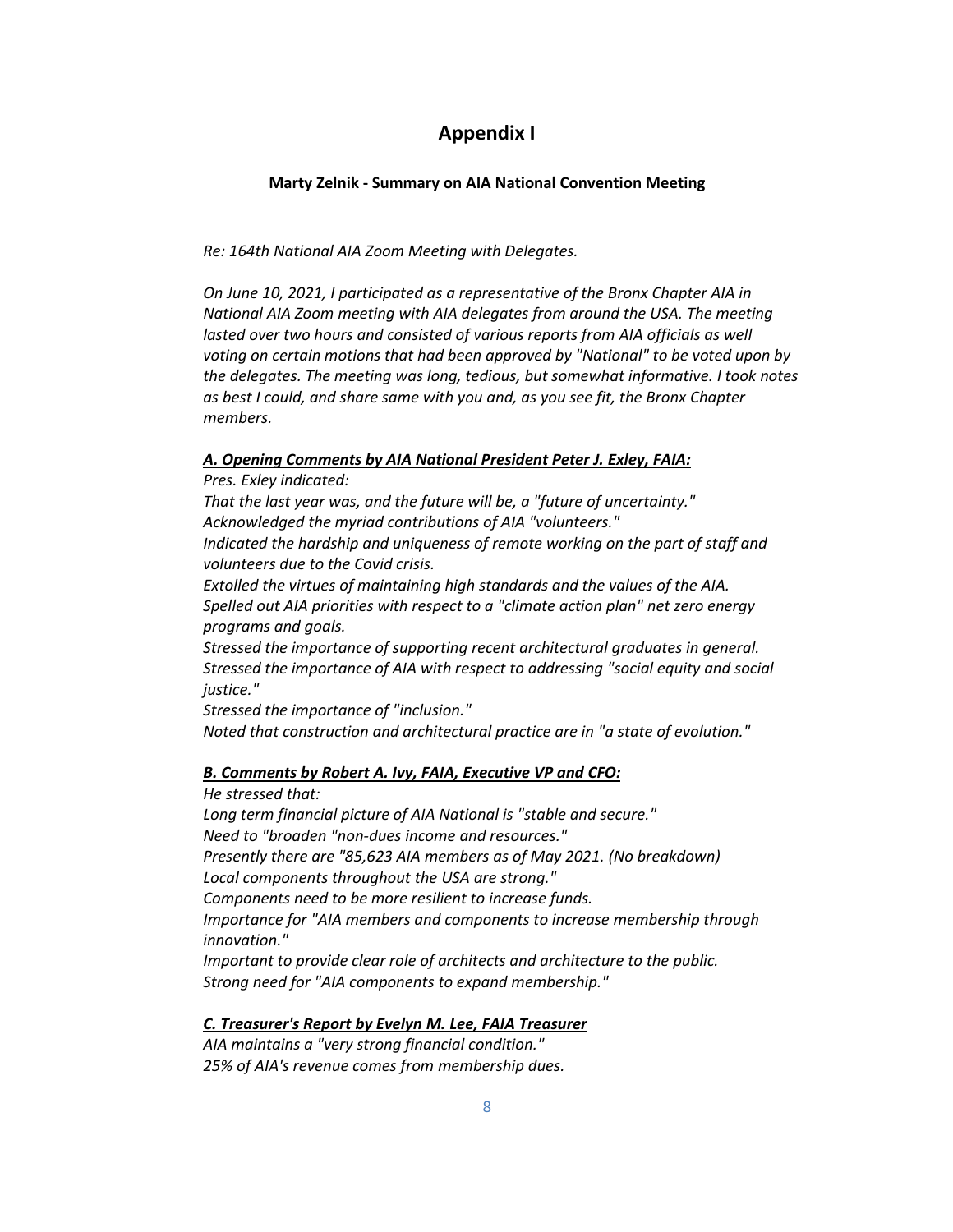# Appendix I

**Marty Zelnik - Summary on AIA National Convention Meeting**

*Re: 164th National AIA Zoom Meeting with Delegates.*

*On June 10, 2021, I participated as a representative of the Bronx Chapter AIA in National AIA Zoom meeting with AIA delegates from around the USA. The meeting lasted over two hours and consisted of various reports from AIA officials as well voting on certain motions that had been approved by "National" to be voted upon by the delegates. The meeting was long, tedious, but somewhat informative. I took notes as best I could, and share same with you and, as you see fit, the Bronx Chapter members.*

***A. Opening Comments by AIA National President Peter J. Exley, FAIA:***

*Pres. Exley indicated:*
*That the last year was, and the future will be, a "future of uncertainty."*
*Acknowledged the myriad contributions of AIA "volunteers."*
*Indicated the hardship and uniqueness of remote working on the part of staff and volunteers due to the Covid crisis.*
*Extolled the virtues of maintaining high standards and the values of the AIA.*
*Spelled out AIA priorities with respect to a "climate action plan" net zero energy programs and goals.*
*Stressed the importance of supporting recent architectural graduates in general.*
*Stressed the importance of AIA with respect to addressing "social equity and social justice."*
*Stressed the importance of "inclusion."*
*Noted that construction and architectural practice are in "a state of evolution."*

***B. Comments by Robert A. Ivy, FAIA, Executive VP and CFO:***

*He stressed that:*
*Long term financial picture of AIA National is "stable and secure."*
*Need to "broaden "non-dues income and resources."*
*Presently there are "85,623 AIA members as of May 2021. (No breakdown)*
*Local components throughout the USA are strong."*
*Components need to be more resilient to increase funds.*
*Importance for "AIA members and components to increase membership through innovation."*
*Important to provide clear role of architects and architecture to the public.*
*Strong need for "AIA components to expand membership."*

***C. Treasurer's Report by Evelyn M. Lee, FAIA Treasurer***

*AIA maintains a "very strong financial condition."*
*25% of AIA's revenue comes from membership dues.*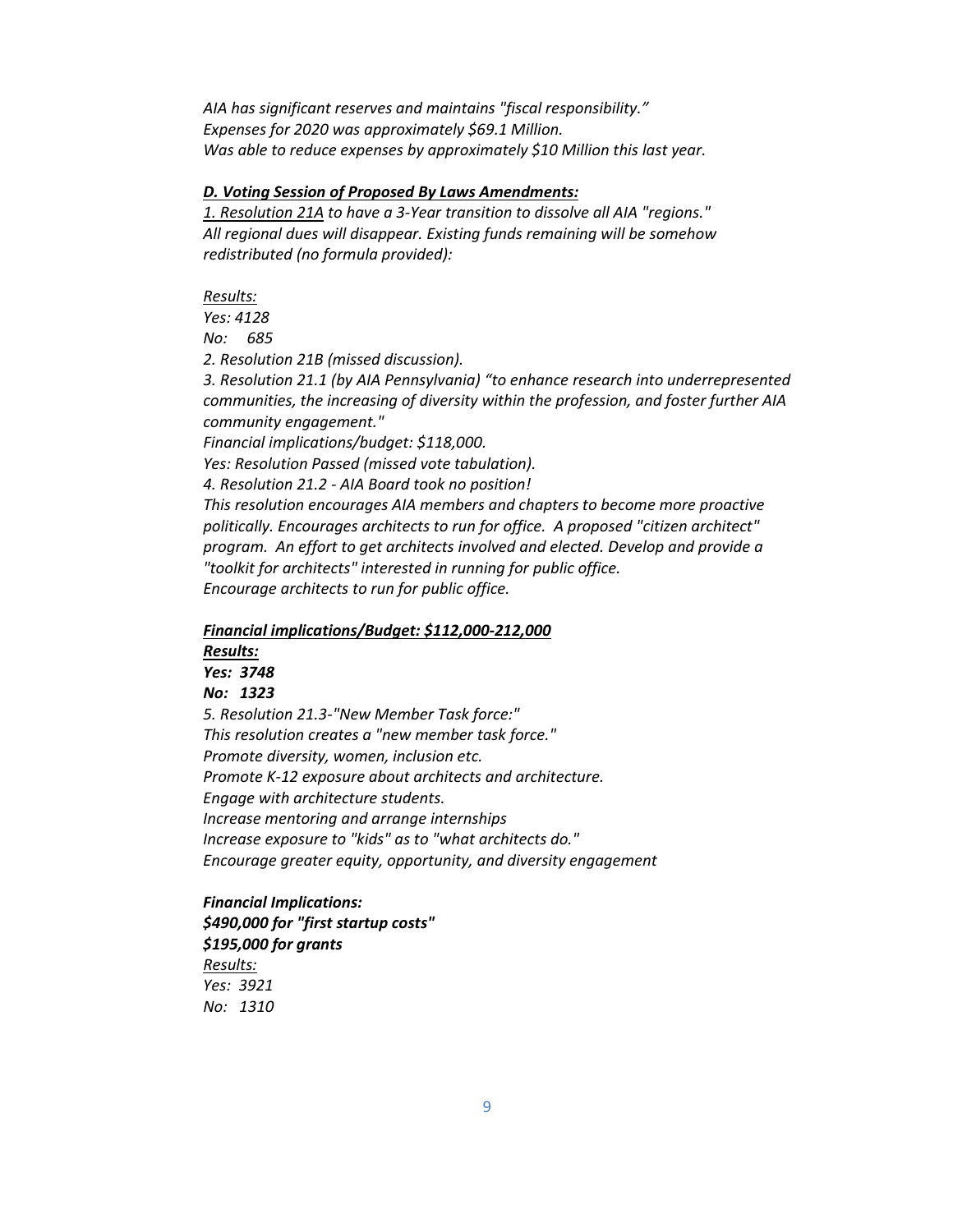*AIA has significant reserves and maintains "fiscal responsibility."*
*Expenses for 2020 was approximately $69.1 Million.*
*Was able to reduce expenses by approximately $10 Million this last year.*

***D. Voting Session of Proposed By Laws Amendments:***

*1. Resolution 21A to have a 3-Year transition to dissolve all AIA "regions." All regional dues will disappear. Existing funds remaining will be somehow redistributed (no formula provided):*

*Results:*
*Yes: 4128*
*No: 685*

*2. Resolution 21B (missed discussion).*

*3. Resolution 21.1 (by AIA Pennsylvania) "to enhance research into underrepresented communities, the increasing of diversity within the profession, and foster further AIA community engagement."*
*Financial implications/budget: $118,000.*
*Yes: Resolution Passed (missed vote tabulation).*

*4. Resolution 21.2 - AIA Board took no position!*
*This resolution encourages AIA members and chapters to become more proactive politically. Encourages architects to run for office. A proposed "citizen architect" program. An effort to get architects involved and elected. Develop and provide a "toolkit for architects" interested in running for public office.*
*Encourage architects to run for public office.*

***Financial implications/Budget: $112,000-212,000***
***Results:***
***Yes: 3748***
***No: 1323***

*5. Resolution 21.3-"New Member Task force:"*
*This resolution creates a "new member task force."*
*Promote diversity, women, inclusion etc.*
*Promote K-12 exposure about architects and architecture.*
*Engage with architecture students.*
*Increase mentoring and arrange internships*
*Increase exposure to "kids" as to "what architects do."*
*Encourage greater equity, opportunity, and diversity engagement*

***Financial Implications:***
***$490,000 for "first startup costs"***
***$195,000 for grants***
*Results:*
*Yes: 3921*
*No: 1310*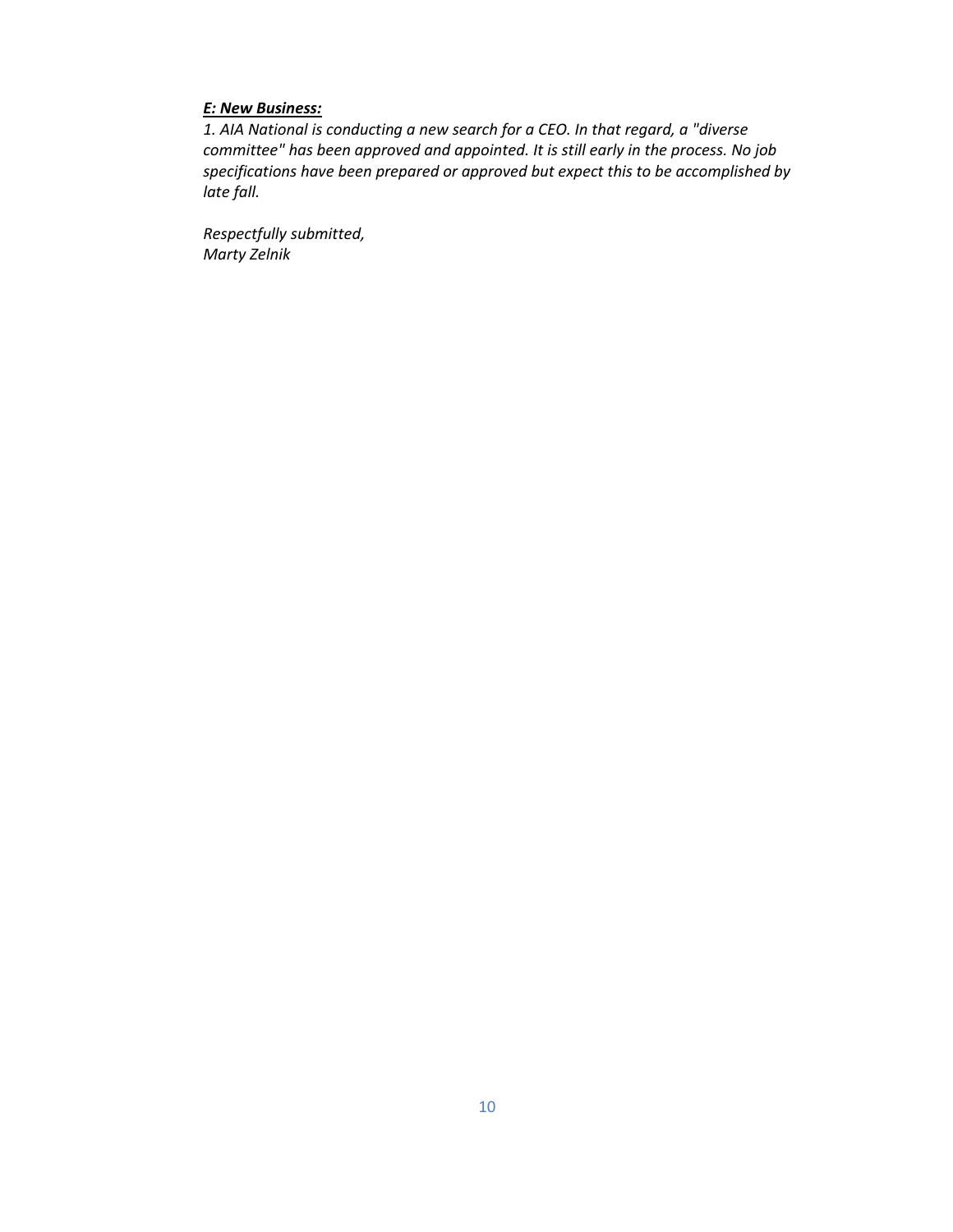***E: New Business:***

*1. AIA National is conducting a new search for a CEO. In that regard, a "diverse committee" has been approved and appointed. It is still early in the process. No job specifications have been prepared or approved but expect this to be accomplished by late fall.*

*Respectfully submitted,*
*Marty Zelnik*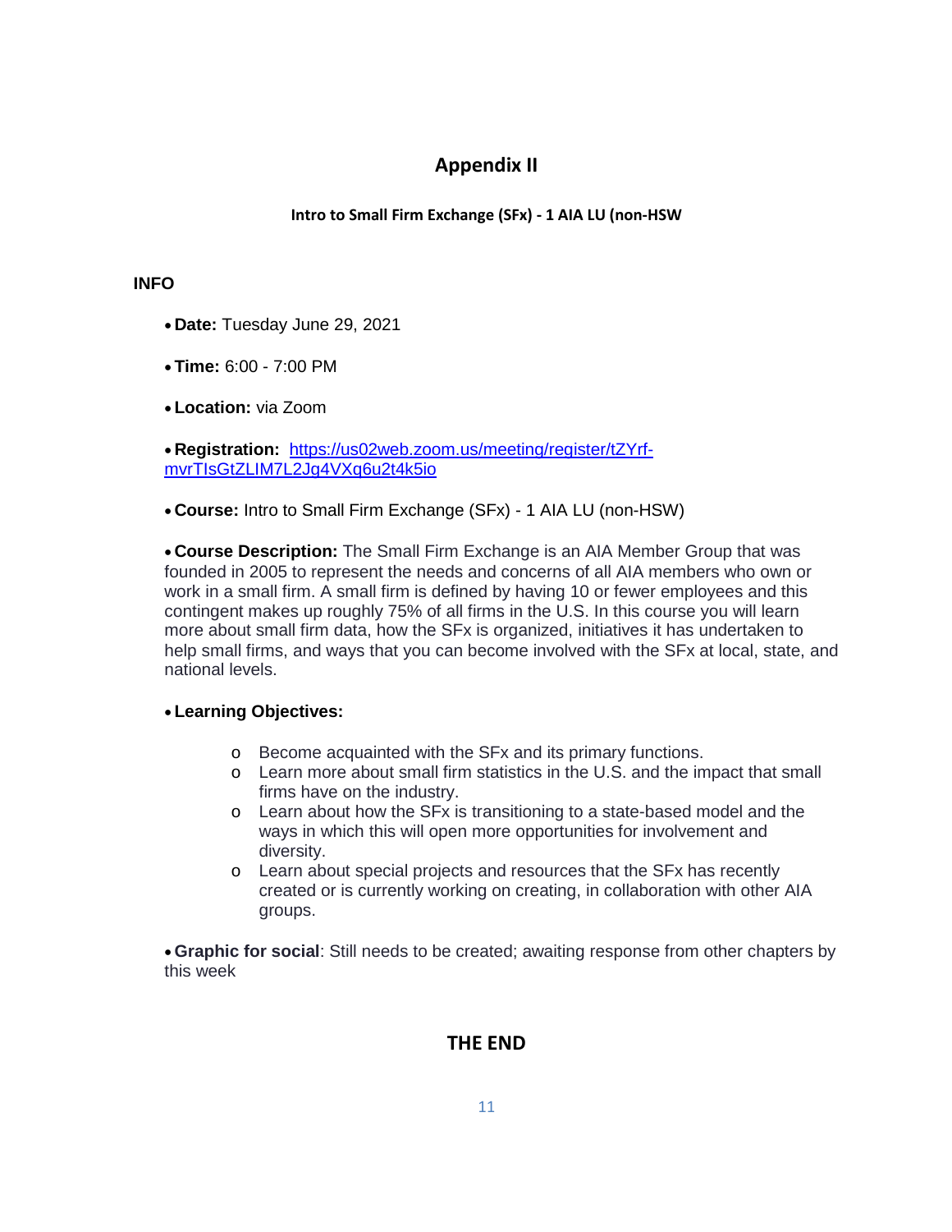# Appendix II

#### Intro to Small Firm Exchange (SFx) - 1 AIA LU (non-HSW

**INFO**

- **Date:** Tuesday June 29, 2021
- **Time:** 6:00 - 7:00 PM
- **Location:** via Zoom
- **Registration:** https://us02web.zoom.us/meeting/register/tZYrf-mvrTIsGtZLIM7L2Jg4VXg6u2t4k5io
- **Course:** Intro to Small Firm Exchange (SFx) - 1 AIA LU (non-HSW)
- **Course Description:** The Small Firm Exchange is an AIA Member Group that was founded in 2005 to represent the needs and concerns of all AIA members who own or work in a small firm. A small firm is defined by having 10 or fewer employees and this contingent makes up roughly 75% of all firms in the U.S. In this course you will learn more about small firm data, how the SFx is organized, initiatives it has undertaken to help small firms, and ways that you can become involved with the SFx at local, state, and national levels.
- **Learning Objectives:**
  - Become acquainted with the SFx and its primary functions.
  - Learn more about small firm statistics in the U.S. and the impact that small firms have on the industry.
  - Learn about how the SFx is transitioning to a state-based model and the ways in which this will open more opportunities for involvement and diversity.
  - Learn about special projects and resources that the SFx has recently created or is currently working on creating, in collaboration with other AIA groups.
- **Graphic for social**: Still needs to be created; awaiting response from other chapters by this week

## THE END